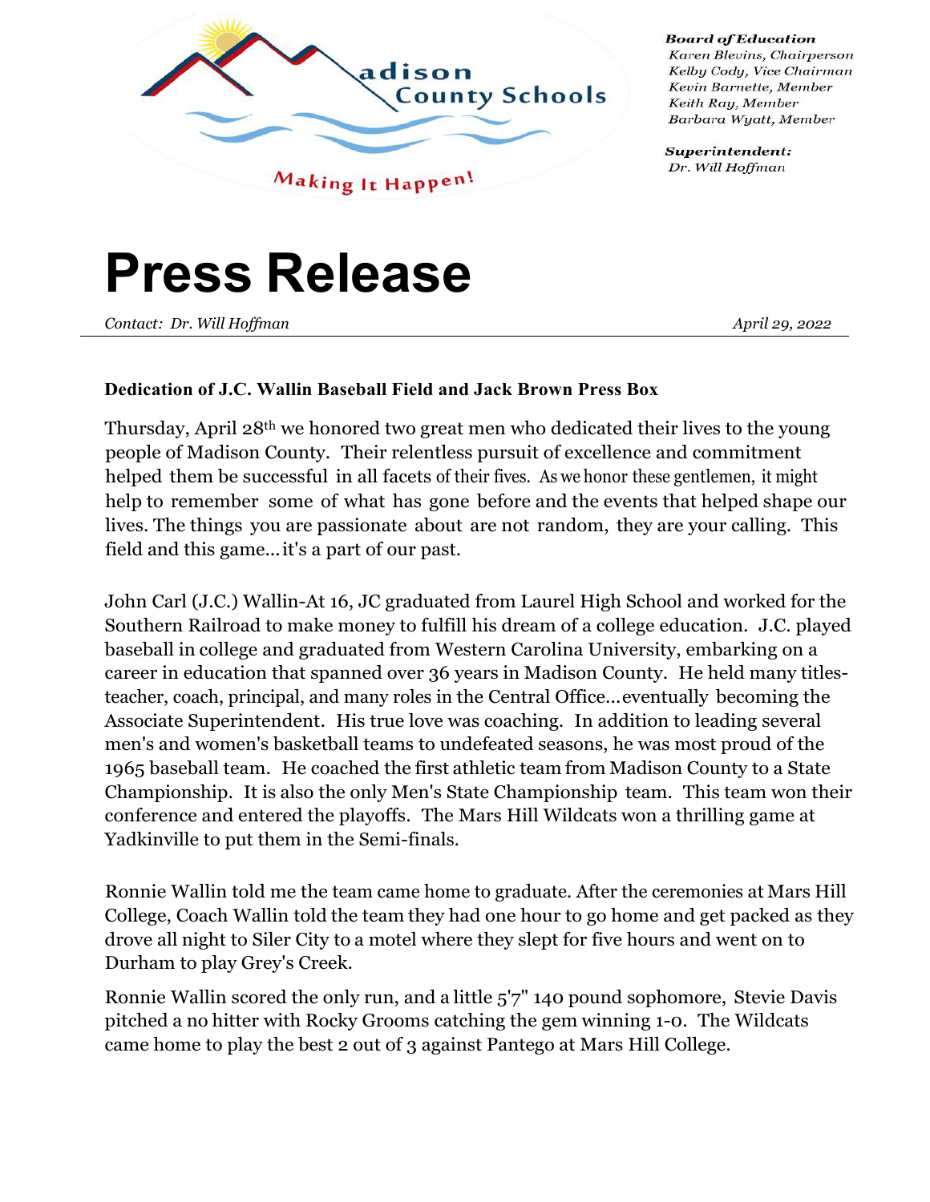Madison County Schools

Making It Happen!

**Board of Education**
*Karen Blevins, Chairperson*
*Kelby Cody, Vice Chairman*
*Kevin Barnette, Member*
*Keith Ray, Member*
*Barbara Wyatt, Member*

**Superintendent:**
*Dr. Will Hoffman*

# Press Release

*Contact: Dr. Will Hoffman* *April 29, 2022*

---

**Dedication of J.C. Wallin Baseball Field and Jack Brown Press Box**

Thursday, April 28th we honored two great men who dedicated their lives to the young people of Madison County. Their relentless pursuit of excellence and commitment helped them be successful in all facets of their fives. As we honor these gentlemen, it might help to remember some of what has gone before and the events that helped shape our lives. The things you are passionate about are not random, they are your calling. This field and this game...it's a part of our past.

John Carl (J.C.) Wallin-At 16, JC graduated from Laurel High School and worked for the Southern Railroad to make money to fulfill his dream of a college education. J.C. played baseball in college and graduated from Western Carolina University, embarking on a career in education that spanned over 36 years in Madison County. He held many titles-teacher, coach, principal, and many roles in the Central Office...eventually becoming the Associate Superintendent. His true love was coaching. In addition to leading several men's and women's basketball teams to undefeated seasons, he was most proud of the 1965 baseball team. He coached the first athletic team from Madison County to a State Championship. It is also the only Men's State Championship team. This team won their conference and entered the playoffs. The Mars Hill Wildcats won a thrilling game at Yadkinville to put them in the Semi-finals.

Ronnie Wallin told me the team came home to graduate. After the ceremonies at Mars Hill College, Coach Wallin told the team they had one hour to go home and get packed as they drove all night to Siler City to a motel where they slept for five hours and went on to Durham to play Grey's Creek.

Ronnie Wallin scored the only run, and a little 5'7" 140 pound sophomore, Stevie Davis pitched a no hitter with Rocky Grooms catching the gem winning 1-0. The Wildcats came home to play the best 2 out of 3 against Pantego at Mars Hill College.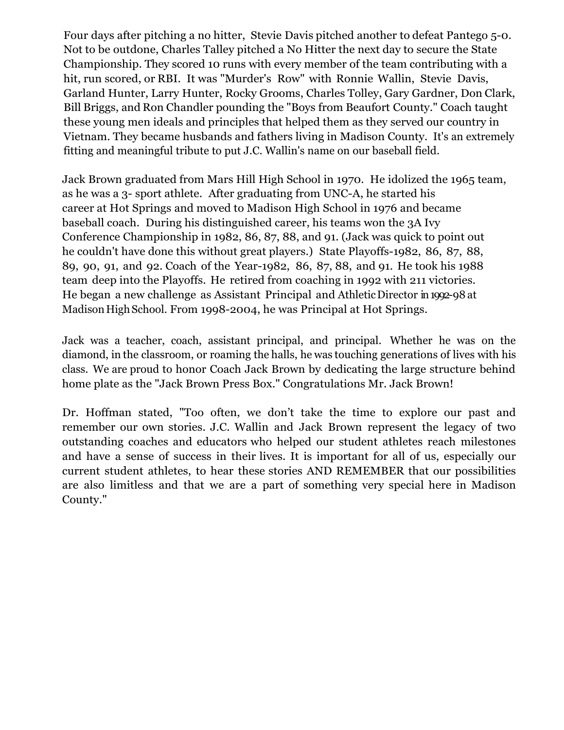Four days after pitching a no hitter, Stevie Davis pitched another to defeat Pantego 5-0. Not to be outdone, Charles Talley pitched a No Hitter the next day to secure the State Championship. They scored 10 runs with every member of the team contributing with a hit, run scored, or RBI. It was "Murder's Row" with Ronnie Wallin, Stevie Davis, Garland Hunter, Larry Hunter, Rocky Grooms, Charles Tolley, Gary Gardner, Don Clark, Bill Briggs, and Ron Chandler pounding the "Boys from Beaufort County." Coach taught these young men ideals and principles that helped them as they served our country in Vietnam. They became husbands and fathers living in Madison County. It's an extremely fitting and meaningful tribute to put J.C. Wallin's name on our baseball field.

Jack Brown graduated from Mars Hill High School in 1970. He idolized the 1965 team, as he was a 3- sport athlete. After graduating from UNC-A, he started his career at Hot Springs and moved to Madison High School in 1976 and became baseball coach. During his distinguished career, his teams won the 3A Ivy Conference Championship in 1982, 86, 87, 88, and 91. (Jack was quick to point out he couldn't have done this without great players.) State Playoffs-1982, 86, 87, 88, 89, 90, 91, and 92. Coach of the Year-1982, 86, 87, 88, and 91. He took his 1988 team deep into the Playoffs. He retired from coaching in 1992 with 211 victories. He began a new challenge as Assistant Principal and Athletic Director in 1992-98 at Madison High School. From 1998-2004, he was Principal at Hot Springs.

Jack was a teacher, coach, assistant principal, and principal. Whether he was on the diamond, in the classroom, or roaming the halls, he was touching generations of lives with his class. We are proud to honor Coach Jack Brown by dedicating the large structure behind home plate as the "Jack Brown Press Box." Congratulations Mr. Jack Brown!

Dr. Hoffman stated, "Too often, we don't take the time to explore our past and remember our own stories. J.C. Wallin and Jack Brown represent the legacy of two outstanding coaches and educators who helped our student athletes reach milestones and have a sense of success in their lives. It is important for all of us, especially our current student athletes, to hear these stories AND REMEMBER that our possibilities are also limitless and that we are a part of something very special here in Madison County."